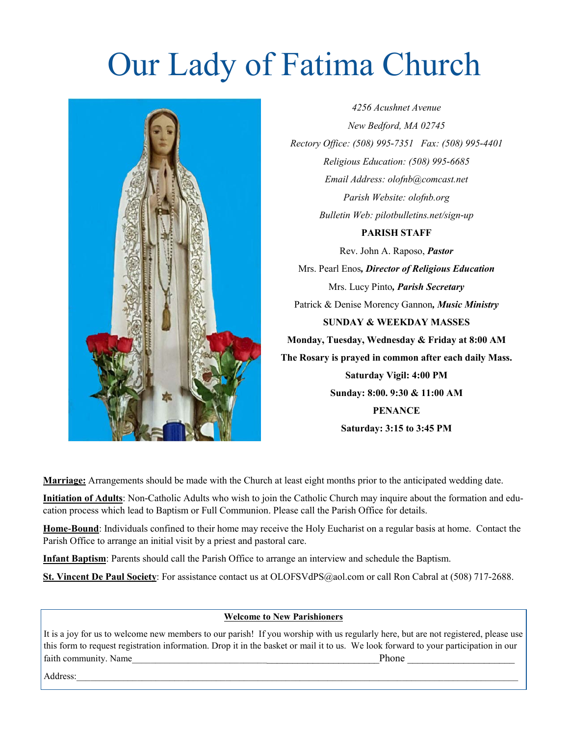# Our Lady of Fatima Church

*4256 Acushnet Avenue*

*New Bedford, MA 02745*

*Rectory Office: (508) 995-7351   Fax: (508) 995-4401*

*Religious Education: (508) 995-6685*

*Email Address: olofnb@comcast.net*

*Parish Website: olofnb.org*

*Bulletin Web: pilotbulletins.net/sign-up*

**PARISH STAFF**

Rev. John A. Raposo, ***Pastor***

Mrs. Pearl Enos***, Director of Religious Education***

Mrs. Lucy Pinto***, Parish Secretary***

Patrick & Denise Morency Gannon***, Music Ministry***

**SUNDAY & WEEKDAY MASSES**

**Monday, Tuesday, Wednesday & Friday at 8:00 AM**

**The Rosary is prayed in common after each daily Mass.**

**Saturday Vigil: 4:00 PM**

**Sunday: 8:00. 9:30 & 11:00 AM**

**PENANCE**

**Saturday: 3:15 to 3:45 PM**

**Marriage:** Arrangements should be made with the Church at least eight months prior to the anticipated wedding date.

**Initiation of Adults**: Non-Catholic Adults who wish to join the Catholic Church may inquire about the formation and education process which lead to Baptism or Full Communion. Please call the Parish Office for details.

**Home-Bound**: Individuals confined to their home may receive the Holy Eucharist on a regular basis at home. Contact the Parish Office to arrange an initial visit by a priest and pastoral care.

**Infant Baptism**: Parents should call the Parish Office to arrange an interview and schedule the Baptism.

**St. Vincent De Paul Society**: For assistance contact us at OLOFSVdPS@aol.com or call Ron Cabral at (508) 717-2688.

**Welcome to New Parishioners**

It is a joy for us to welcome new members to our parish! If you worship with us regularly here, but are not registered, please use this form to request registration information. Drop it in the basket or mail it to us. We look forward to your participation in our faith community. Name_____________________________________________________Phone ______________________

Address:_____________________________________________________________________________________________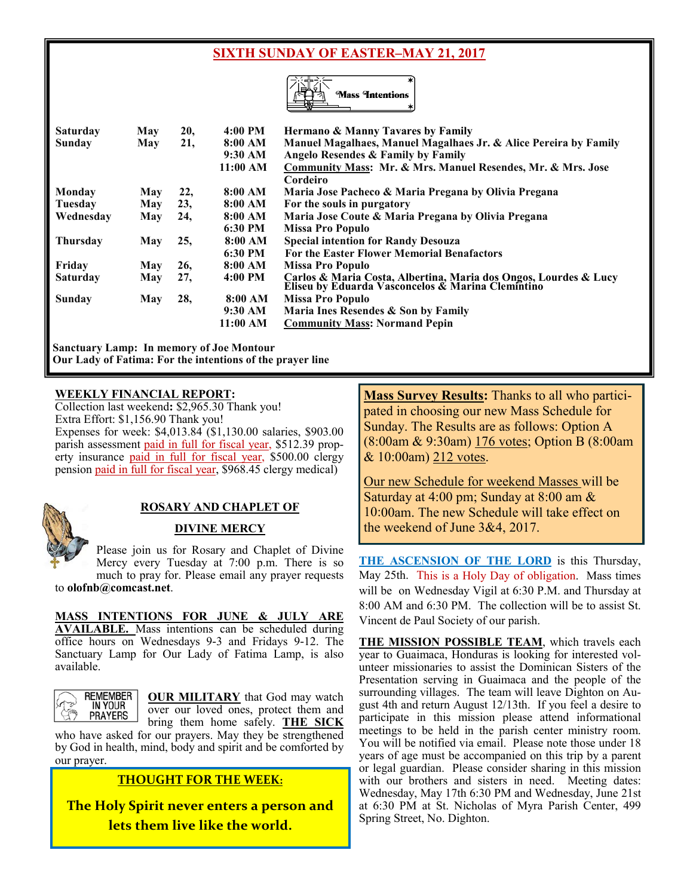## SIXTH SUNDAY OF EASTER–MAY 21, 2017

Mass Intentions

| | | | | |
|---|---|---|---|---|
| Saturday | May | 20, | 4:00 PM | Hermano & Manny Tavares by Family |
| Sunday | May | 21, | 8:00 AM | Manuel Magalhaes, Manuel Magalhaes Jr. & Alice Pereira by Family |
| | | | 9:30 AM | Angelo Resendes & Family by Family |
| | | | 11:00 AM | Community Mass: Mr. & Mrs. Manuel Resendes, Mr. & Mrs. Jose Cordeiro |
| Monday | May | 22, | 8:00 AM | Maria Jose Pacheco & Maria Pregana by Olivia Pregana |
| Tuesday | May | 23, | 8:00 AM | For the souls in purgatory |
| Wednesday | May | 24, | 8:00 AM | Maria Jose Coute & Maria Pregana by Olivia Pregana |
| | | | 6:30 PM | Missa Pro Populo |
| Thursday | May | 25, | 8:00 AM | Special intention for Randy Desouza |
| | | | 6:30 PM | For the Easter Flower Memorial Benafactors |
| Friday | May | 26, | 8:00 AM | Missa Pro Populo |
| Saturday | May | 27, | 4:00 PM | Carlos & Maria Costa, Albertina, Maria dos Ongos, Lourdes & Lucy Eliseu by Eduarda Vasconcelos & Marina Clemintino |
| Sunday | May | 28, | 8:00 AM | Missa Pro Populo |
| | | | 9:30 AM | Maria Ines Resendes & Son by Family |
| | | | 11:00 AM | Community Mass: Normand Pepin |

**Sanctuary Lamp: In memory of Joe Montour**
**Our Lady of Fatima: For the intentions of the prayer line**

**WEEKLY FINANCIAL REPORT:**
Collection last weekend**:** $2,965.30 Thank you!
Extra Effort: $1,156.90 Thank you!
Expenses for week: $4,013.84 ($1,130.00 salaries, $903.00 parish assessment paid in full for fiscal year, $512.39 property insurance paid in full for fiscal year, $500.00 clergy pension paid in full for fiscal year, $968.45 clergy medical)

### ROSARY AND CHAPLET OF DIVINE MERCY

Please join us for Rosary and Chaplet of Divine Mercy every Tuesday at 7:00 p.m. There is so much to pray for. Please email any prayer requests to **olofnb@comcast.net**.

**MASS INTENTIONS FOR JUNE & JULY ARE AVAILABLE.** Mass intentions can be scheduled during office hours on Wednesdays 9-3 and Fridays 9-12. The Sanctuary Lamp for Our Lady of Fatima Lamp, is also available.

REMEMBER IN YOUR PRAYERS

**OUR MILITARY** that God may watch over our loved ones, protect them and bring them home safely. **THE SICK** who have asked for our prayers. May they be strengthened by God in health, mind, body and spirit and be comforted by our prayer.

**THOUGHT FOR THE WEEK:**

**The Holy Spirit never enters a person and lets them live like the world.**

**Mass Survey Results:** Thanks to all who participated in choosing our new Mass Schedule for Sunday. The Results are as follows: Option A (8:00am & 9:30am) 176 votes; Option B (8:00am & 10:00am) 212 votes.

Our new Schedule for weekend Masses will be Saturday at 4:00 pm; Sunday at 8:00 am & 10:00am. The new Schedule will take effect on the weekend of June 3&4, 2017.

**THE ASCENSION OF THE LORD** is this Thursday, May 25th. This is a Holy Day of obligation. Mass times will be on Wednesday Vigil at 6:30 P.M. and Thursday at 8:00 AM and 6:30 PM. The collection will be to assist St. Vincent de Paul Society of our parish.

**THE MISSION POSSIBLE TEAM**, which travels each year to Guaimaca, Honduras is looking for interested volunteer missionaries to assist the Dominican Sisters of the Presentation serving in Guaimaca and the people of the surrounding villages. The team will leave Dighton on August 4th and return August 12/13th. If you feel a desire to participate in this mission please attend informational meetings to be held in the parish center ministry room. You will be notified via email. Please note those under 18 years of age must be accompanied on this trip by a parent or legal guardian. Please consider sharing in this mission with our brothers and sisters in need. Meeting dates: Wednesday, May 17th 6:30 PM and Wednesday, June 21st at 6:30 PM at St. Nicholas of Myra Parish Center, 499 Spring Street, No. Dighton.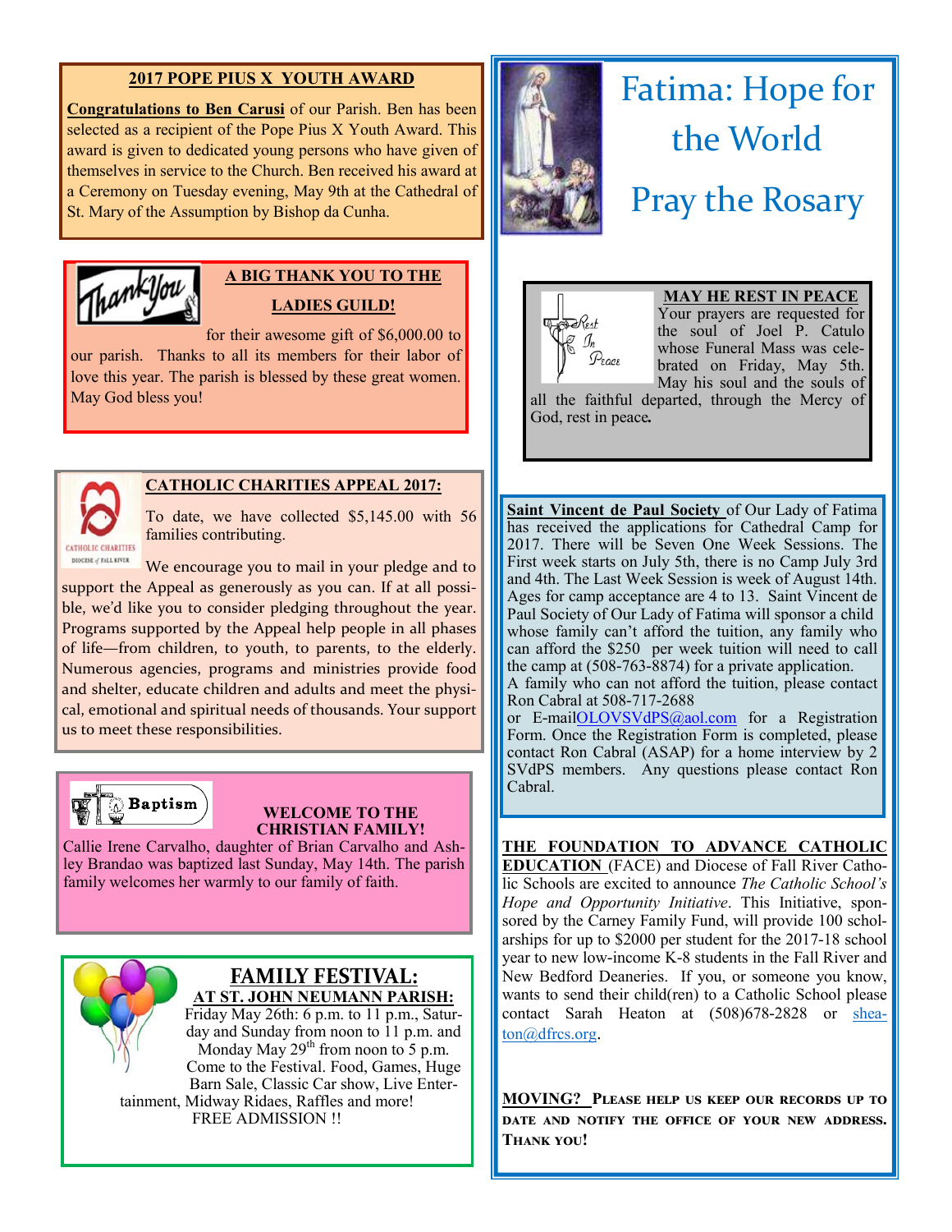## 2017 POPE PIUS X YOUTH AWARD

**Congratulations to Ben Carusi** of our Parish. Ben has been selected as a recipient of the Pope Pius X Youth Award. This award is given to dedicated young persons who have given of themselves in service to the Church. Ben received his award at a Ceremony on Tuesday evening, May 9th at the Cathedral of St. Mary of the Assumption by Bishop da Cunha.

## A BIG THANK YOU TO THE LADIES GUILD!

for their awesome gift of $6,000.00 to our parish. Thanks to all its members for their labor of love this year. The parish is blessed by these great women. May God bless you!

## CATHOLIC CHARITIES APPEAL 2017:

To date, we have collected $5,145.00 with 56 families contributing.

We encourage you to mail in your pledge and to support the Appeal as generously as you can. If at all possible, we'd like you to consider pledging throughout the year. Programs supported by the Appeal help people in all phases of life—from children, to youth, to parents, to the elderly. Numerous agencies, programs and ministries provide food and shelter, educate children and adults and meet the physical, emotional and spiritual needs of thousands. Your support us to meet these responsibilities.

## WELCOME TO THE CHRISTIAN FAMILY!

Callie Irene Carvalho, daughter of Brian Carvalho and Ashley Brandao was baptized last Sunday, May 14th. The parish family welcomes her warmly to our family of faith.

## FAMILY FESTIVAL:

### AT ST. JOHN NEUMANN PARISH:

Friday May 26th: 6 p.m. to 11 p.m., Saturday and Sunday from noon to 11 p.m. and Monday May 29th from noon to 5 p.m. Come to the Festival. Food, Games, Huge Barn Sale, Classic Car show, Live Entertainment, Midway Ridaes, Raffles and more! FREE ADMISSION !!

# Fatima: Hope for the World

# Pray the Rosary

## MAY HE REST IN PEACE

Your prayers are requested for the soul of Joel P. Catulo whose Funeral Mass was celebrated on Friday, May 5th. May his soul and the souls of all the faithful departed, through the Mercy of God, rest in peace**.**

**Saint Vincent de Paul Society** of Our Lady of Fatima has received the applications for Cathedral Camp for 2017. There will be Seven One Week Sessions. The First week starts on July 5th, there is no Camp July 3rd and 4th. The Last Week Session is week of August 14th. Ages for camp acceptance are 4 to 13. Saint Vincent de Paul Society of Our Lady of Fatima will sponsor a child whose family can't afford the tuition, any family who can afford the $250 per week tuition will need to call the camp at (508-763-8874) for a private application.
A family who can not afford the tuition, please contact Ron Cabral at 508-717-2688 or E-mailOLOVSVdPS@aol.com for a Registration Form. Once the Registration Form is completed, please contact Ron Cabral (ASAP) for a home interview by 2 SVdPS members. Any questions please contact Ron Cabral.

**THE FOUNDATION TO ADVANCE CATHOLIC EDUCATION** (FACE) and Diocese of Fall River Catholic Schools are excited to announce *The Catholic School's Hope and Opportunity Initiative*. This Initiative, sponsored by the Carney Family Fund, will provide 100 scholarships for up to $2000 per student for the 2017-18 school year to new low-income K-8 students in the Fall River and New Bedford Deaneries. If you, or someone you know, wants to send their child(ren) to a Catholic School please contact Sarah Heaton at (508)678-2828 or sheaton@dfrcs.org.

**MOVING? Please help us keep our records up to date and notify the office of your new address. Thank you!**